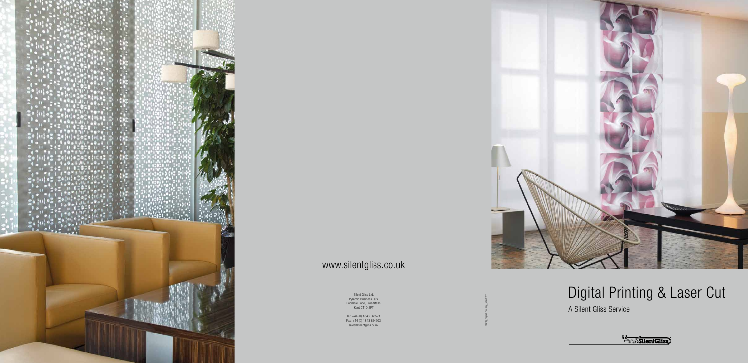www.silentgliss.co.uk

Silent Gliss Ltd.
Pyramid Business Park
Poorhole Lane, Broadstairs
Kent CT10 2PT

Tel: +44 (0) 1843 863571
Fax: +44 (0) 1843 864503
sales@silentgliss.co.uk

10085_Digital Printing_May 2011

# Digital Printing & Laser Cut

A Silent Gliss Service

SilentGliss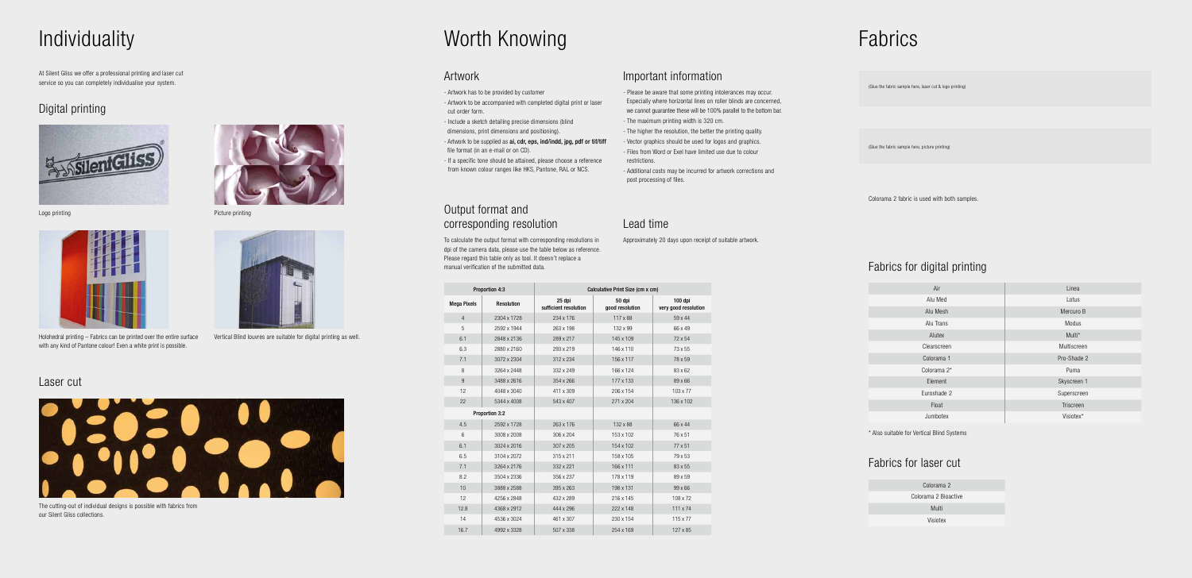# Individuality

At Silent Gliss we offer a professional printing and laser cut service so you can completely individualise your system.

## Digital printing

Logo printing

Picture printing

Holohedral printing – Fabrics can be printed over the entire surface with any kind of Pantone colour! Even a white print is possible.

Vertical Blind louvres are suitable for digital printing as well.

## Laser cut

The cutting-out of individual designs is possible with fabrics from our Silent Gliss collections.

# Worth Knowing

## Artwork

- Artwork has to be provided by customer
- Artwork to be accompanied with completed digital print or laser cut order form.
- Include a sketch detailing precise dimensions (blind dimensions, print dimensions and positioning).
- Artwork to be supplied as **ai, cdr, eps, ind/indd, jpg, pdf or tif/tiff** file format (in an e-mail or on CD).
- If a specific tone should be attained, please choose a reference from known colour ranges like HKS, Pantone, RAL or NCS.

## Important information

- Please be aware that some printing intolerances may occur. Especially where horizontal lines on roller blinds are concerned, we cannot guarantee these will be 100% parallel to the bottom bar.
- The maximum printing width is 320 cm.
- The higher the resolution, the better the printing quality.
- Vector graphics should be used for logos and graphics.
- Files from Word or Exel have limited use due to colour restrictions.
- Additional costs may be incurred for artwork corrections and post processing of files.

## Output format and corresponding resolution

To calculate the output format with corresponding resolutions in dpi of the camera data, please use the table below as reference. Please regard this table only as tool. It doesn't replace a manual verification of the submitted data.

## Lead time

Approximately 20 days upon receipt of suitable artwork.

| Proportion 4:3 | | Calculative Print Size (cm x cm) | | |
|---|---|---|---|---|
| Mega Pixels | Resolution | 25 dpi sufficient resolution | 50 dpi good resolution | 100 dpi very good resolution |
| 4 | 2304 x 1728 | 234 x 176 | 117 x 88 | 59 x 44 |
| 5 | 2592 x 1944 | 263 x 198 | 132 x 99 | 66 x 49 |
| 6.1 | 2848 x 2136 | 289 x 217 | 145 x 109 | 72 x 54 |
| 6.3 | 2880 x 2160 | 293 x 219 | 146 x 110 | 73 x 55 |
| 7.1 | 3072 x 2304 | 312 x 234 | 156 x 117 | 78 x 59 |
| 8 | 3264 x 2448 | 332 x 249 | 166 x 124 | 83 x 62 |
| 9 | 3488 x 2616 | 354 x 266 | 177 x 133 | 89 x 66 |
| 12 | 4048 x 3040 | 411 x 309 | 206 x 154 | 103 x 77 |
| 22 | 5344 x 4008 | 543 x 407 | 271 x 204 | 136 x 102 |
| Proportion 3:2 | | | | |
| 4.5 | 2592 x 1728 | 263 x 176 | 132 x 88 | 66 x 44 |
| 6 | 3008 x 2008 | 306 x 204 | 153 x 102 | 76 x 51 |
| 6.1 | 3024 x 2016 | 307 x 205 | 154 x 102 | 77 x 51 |
| 6.5 | 3104 x 2072 | 315 x 211 | 158 x 105 | 79 x 53 |
| 7.1 | 3264 x 2176 | 332 x 221 | 166 x 111 | 83 x 55 |
| 8.2 | 3504 x 2336 | 356 x 237 | 178 x 119 | 89 x 59 |
| 10 | 3888 x 2588 | 395 x 263 | 198 x 131 | 99 x 66 |
| 12 | 4256 x 2848 | 432 x 289 | 216 x 145 | 108 x 72 |
| 12.8 | 4368 x 2912 | 444 x 296 | 222 x 148 | 111 x 74 |
| 14 | 4536 x 3024 | 461 x 307 | 230 x 154 | 115 x 77 |
| 16.7 | 4992 x 3328 | 507 x 338 | 254 x 169 | 127 x 85 |

# Fabrics

(Glue the fabric sample here, laser cut & logo printing)

(Glue the fabric sample here, picture printing)

Colorama 2 fabric is used with both samples.

## Fabrics for digital printing

| | |
|---|---|
| Air | Linea |
| Alu Med | Lotus |
| Alu Mesh | Mercuro B |
| Alu Trans | Modus |
| Alutex | Multi* |
| Clearscreen | Multiscreen |
| Colorama 1 | Pro-Shade 2 |
| Colorama 2* | Puma |
| Element | Skyscreen 1 |
| Euroshade 2 | Superscreen |
| Float | Triscreen |
| Jumbotex | Visiotex* |

* Also suitable for Vertical Blind Systems

## Fabrics for laser cut

| |
|---|
| Colorama 2 |
| Colorama 2 Bioactive |
| Multi |
| Visiotex |